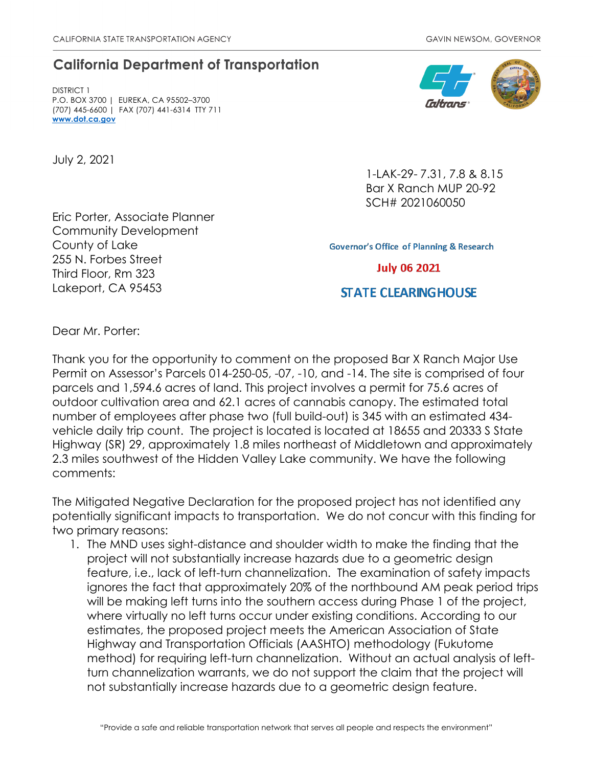CALIFORNIA STATE TRANSPORTATION AGENCY GAVIN NEWSOM, GOVERNOR

## California Department of Transportation

DISTRICT 1
P.O. BOX 3700 | EUREKA, CA 95502–3700
(707) 445-6600 | FAX (707) 441-6314 TTY 711
www.dot.ca.gov

July 2, 2021

1-LAK-29- 7.31, 7.8 & 8.15
Bar X Ranch MUP 20-92
SCH# 2021060050

Eric Porter, Associate Planner
Community Development
County of Lake
255 N. Forbes Street
Third Floor, Rm 323
Lakeport, CA 95453

Governor's Office of Planning & Research

July 06 2021

STATE CLEARINGHOUSE

Dear Mr. Porter:

Thank you for the opportunity to comment on the proposed Bar X Ranch Major Use Permit on Assessor's Parcels 014-250-05, -07, -10, and -14. The site is comprised of four parcels and 1,594.6 acres of land. This project involves a permit for 75.6 acres of outdoor cultivation area and 62.1 acres of cannabis canopy. The estimated total number of employees after phase two (full build-out) is 345 with an estimated 434-vehicle daily trip count. The project is located is located at 18655 and 20333 S State Highway (SR) 29, approximately 1.8 miles northeast of Middletown and approximately 2.3 miles southwest of the Hidden Valley Lake community. We have the following comments:

The Mitigated Negative Declaration for the proposed project has not identified any potentially significant impacts to transportation. We do not concur with this finding for two primary reasons:

1. The MND uses sight-distance and shoulder width to make the finding that the project will not substantially increase hazards due to a geometric design feature, i.e., lack of left-turn channelization. The examination of safety impacts ignores the fact that approximately 20% of the northbound AM peak period trips will be making left turns into the southern access during Phase 1 of the project, where virtually no left turns occur under existing conditions. According to our estimates, the proposed project meets the American Association of State Highway and Transportation Officials (AASHTO) methodology (Fukutome method) for requiring left-turn channelization. Without an actual analysis of left-turn channelization warrants, we do not support the claim that the project will not substantially increase hazards due to a geometric design feature.

"Provide a safe and reliable transportation network that serves all people and respects the environment"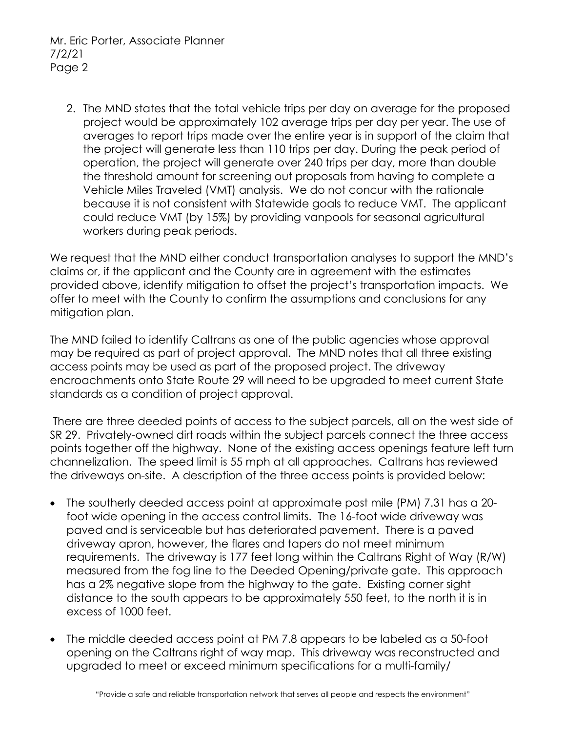2. The MND states that the total vehicle trips per day on average for the proposed project would be approximately 102 average trips per day per year. The use of averages to report trips made over the entire year is in support of the claim that the project will generate less than 110 trips per day. During the peak period of operation, the project will generate over 240 trips per day, more than double the threshold amount for screening out proposals from having to complete a Vehicle Miles Traveled (VMT) analysis. We do not concur with the rationale because it is not consistent with Statewide goals to reduce VMT. The applicant could reduce VMT (by 15%) by providing vanpools for seasonal agricultural workers during peak periods.

We request that the MND either conduct transportation analyses to support the MND's claims or, if the applicant and the County are in agreement with the estimates provided above, identify mitigation to offset the project's transportation impacts. We offer to meet with the County to confirm the assumptions and conclusions for any mitigation plan.

The MND failed to identify Caltrans as one of the public agencies whose approval may be required as part of project approval. The MND notes that all three existing access points may be used as part of the proposed project. The driveway encroachments onto State Route 29 will need to be upgraded to meet current State standards as a condition of project approval.

There are three deeded points of access to the subject parcels, all on the west side of SR 29. Privately-owned dirt roads within the subject parcels connect the three access points together off the highway. None of the existing access openings feature left turn channelization. The speed limit is 55 mph at all approaches. Caltrans has reviewed the driveways on-site. A description of the three access points is provided below:

- The southerly deeded access point at approximate post mile (PM) 7.31 has a 20-foot wide opening in the access control limits. The 16-foot wide driveway was paved and is serviceable but has deteriorated pavement. There is a paved driveway apron, however, the flares and tapers do not meet minimum requirements. The driveway is 177 feet long within the Caltrans Right of Way (R/W) measured from the fog line to the Deeded Opening/private gate. This approach has a 2% negative slope from the highway to the gate. Existing corner sight distance to the south appears to be approximately 550 feet, to the north it is in excess of 1000 feet.

- The middle deeded access point at PM 7.8 appears to be labeled as a 50-foot opening on the Caltrans right of way map. This driveway was reconstructed and upgraded to meet or exceed minimum specifications for a multi-family/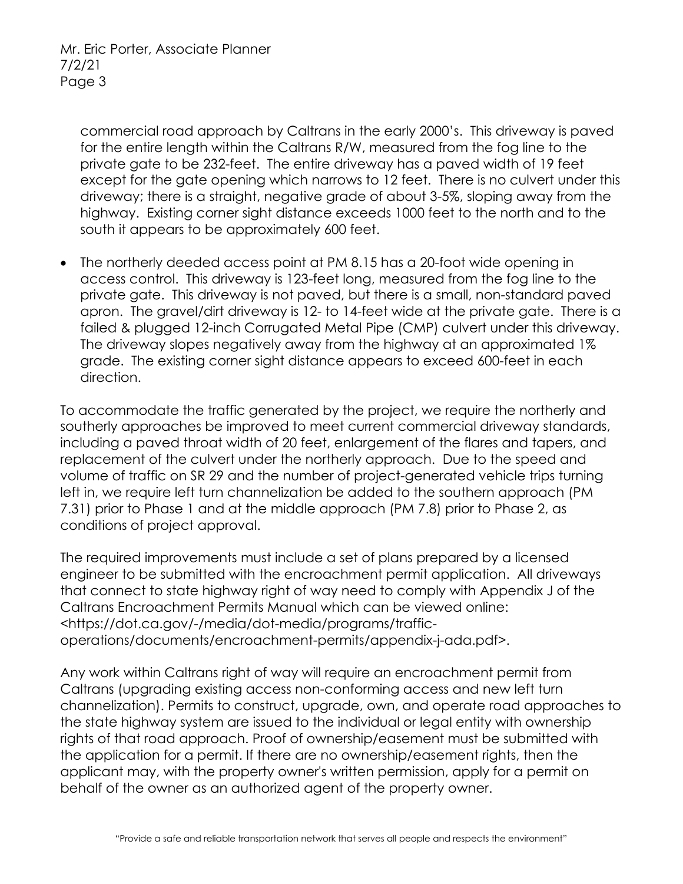commercial road approach by Caltrans in the early 2000's. This driveway is paved for the entire length within the Caltrans R/W, measured from the fog line to the private gate to be 232-feet. The entire driveway has a paved width of 19 feet except for the gate opening which narrows to 12 feet. There is no culvert under this driveway; there is a straight, negative grade of about 3-5%, sloping away from the highway. Existing corner sight distance exceeds 1000 feet to the north and to the south it appears to be approximately 600 feet.

- The northerly deeded access point at PM 8.15 has a 20-foot wide opening in access control. This driveway is 123-feet long, measured from the fog line to the private gate. This driveway is not paved, but there is a small, non-standard paved apron. The gravel/dirt driveway is 12- to 14-feet wide at the private gate. There is a failed & plugged 12-inch Corrugated Metal Pipe (CMP) culvert under this driveway. The driveway slopes negatively away from the highway at an approximated 1% grade. The existing corner sight distance appears to exceed 600-feet in each direction.

To accommodate the traffic generated by the project, we require the northerly and southerly approaches be improved to meet current commercial driveway standards, including a paved throat width of 20 feet, enlargement of the flares and tapers, and replacement of the culvert under the northerly approach. Due to the speed and volume of traffic on SR 29 and the number of project-generated vehicle trips turning left in, we require left turn channelization be added to the southern approach (PM 7.31) prior to Phase 1 and at the middle approach (PM 7.8) prior to Phase 2, as conditions of project approval.

The required improvements must include a set of plans prepared by a licensed engineer to be submitted with the encroachment permit application. All driveways that connect to state highway right of way need to comply with Appendix J of the Caltrans Encroachment Permits Manual which can be viewed online: <https://dot.ca.gov/-/media/dot-media/programs/traffic-operations/documents/encroachment-permits/appendix-j-ada.pdf>.

Any work within Caltrans right of way will require an encroachment permit from Caltrans (upgrading existing access non-conforming access and new left turn channelization). Permits to construct, upgrade, own, and operate road approaches to the state highway system are issued to the individual or legal entity with ownership rights of that road approach. Proof of ownership/easement must be submitted with the application for a permit. If there are no ownership/easement rights, then the applicant may, with the property owner's written permission, apply for a permit on behalf of the owner as an authorized agent of the property owner.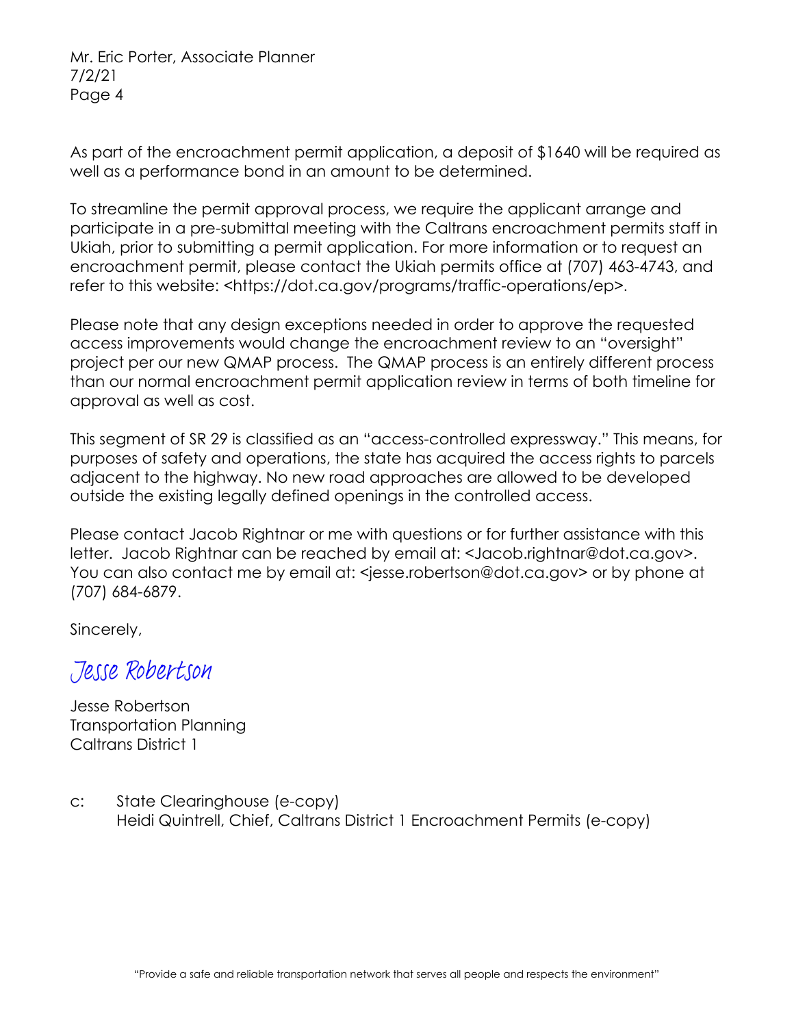As part of the encroachment permit application, a deposit of $1640 will be required as well as a performance bond in an amount to be determined.

To streamline the permit approval process, we require the applicant arrange and participate in a pre-submittal meeting with the Caltrans encroachment permits staff in Ukiah, prior to submitting a permit application. For more information or to request an encroachment permit, please contact the Ukiah permits office at (707) 463-4743, and refer to this website: <https://dot.ca.gov/programs/traffic-operations/ep>.

Please note that any design exceptions needed in order to approve the requested access improvements would change the encroachment review to an "oversight" project per our new QMAP process. The QMAP process is an entirely different process than our normal encroachment permit application review in terms of both timeline for approval as well as cost.

This segment of SR 29 is classified as an "access-controlled expressway." This means, for purposes of safety and operations, the state has acquired the access rights to parcels adjacent to the highway. No new road approaches are allowed to be developed outside the existing legally defined openings in the controlled access.

Please contact Jacob Rightnar or me with questions or for further assistance with this letter. Jacob Rightnar can be reached by email at: <Jacob.rightnar@dot.ca.gov>. You can also contact me by email at: <jesse.robertson@dot.ca.gov> or by phone at (707) 684-6879.

Sincerely,

*Jesse Robertson*

Jesse Robertson
Transportation Planning
Caltrans District 1

c: State Clearinghouse (e-copy)
Heidi Quintrell, Chief, Caltrans District 1 Encroachment Permits (e-copy)